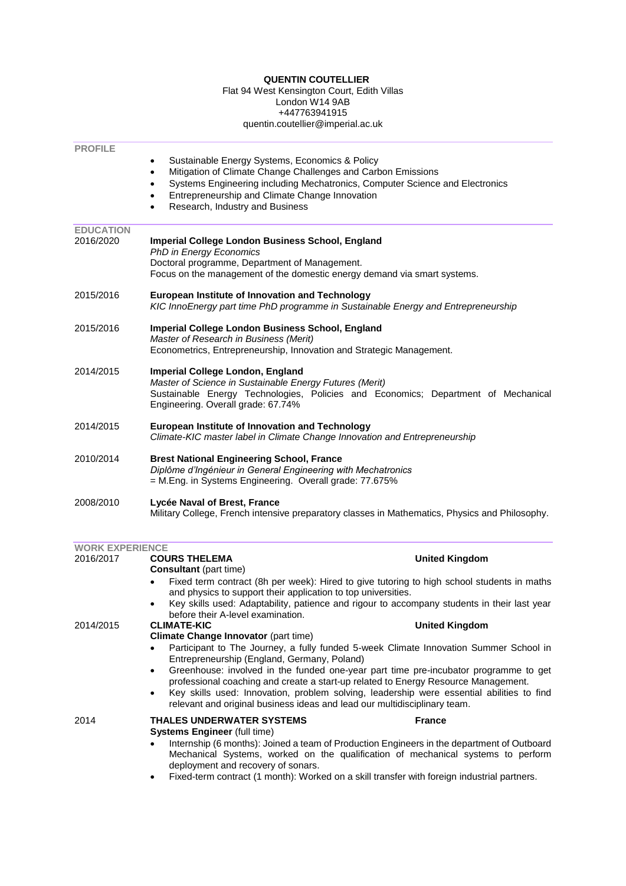# QUENTIN COUTELLIER

Flat 94 West Kensington Court, Edith Villas
London W14 9AB
+447763941915
quentin.coutellier@imperial.ac.uk

## PROFILE

- Sustainable Energy Systems, Economics & Policy
- Mitigation of Climate Change Challenges and Carbon Emissions
- Systems Engineering including Mechatronics, Computer Science and Electronics
- Entrepreneurship and Climate Change Innovation
- Research, Industry and Business

## EDUCATION

**2016/2020** — **Imperial College London Business School, England**
*PhD in Energy Economics*
Doctoral programme, Department of Management.
Focus on the management of the domestic energy demand via smart systems.

**2015/2016** — **European Institute of Innovation and Technology**
*KIC InnoEnergy part time PhD programme in Sustainable Energy and Entrepreneurship*

**2015/2016** — **Imperial College London Business School, England**
*Master of Research in Business (Merit)*
Econometrics, Entrepreneurship, Innovation and Strategic Management.

**2014/2015** — **Imperial College London, England**
*Master of Science in Sustainable Energy Futures (Merit)*
Sustainable Energy Technologies, Policies and Economics; Department of Mechanical Engineering. Overall grade: 67.74%

**2014/2015** — **European Institute of Innovation and Technology**
*Climate-KIC master label in Climate Change Innovation and Entrepreneurship*

**2010/2014** — **Brest National Engineering School, France**
*Diplôme d'Ingénieur in General Engineering with Mechatronics*
= M.Eng. in Systems Engineering. Overall grade: 77.675%

**2008/2010** — **Lycée Naval of Brest, France**
Military College, French intensive preparatory classes in Mathematics, Physics and Philosophy.

## WORK EXPERIENCE

**2016/2017** — **COURS THELEMA** — **United Kingdom**
**Consultant** (part time)

- Fixed term contract (8h per week): Hired to give tutoring to high school students in maths and physics to support their application to top universities.
- Key skills used: Adaptability, patience and rigour to accompany students in their last year before their A-level examination.

**2014/2015** — **CLIMATE-KIC** — **United Kingdom**
**Climate Change Innovator** (part time)

- Participant to The Journey, a fully funded 5-week Climate Innovation Summer School in Entrepreneurship (England, Germany, Poland)
- Greenhouse: involved in the funded one-year part time pre-incubator programme to get professional coaching and create a start-up related to Energy Resource Management.
- Key skills used: Innovation, problem solving, leadership were essential abilities to find relevant and original business ideas and lead our multidisciplinary team.

**2014** — **THALES UNDERWATER SYSTEMS** — **France**
**Systems Engineer** (full time)

- Internship (6 months): Joined a team of Production Engineers in the department of Outboard Mechanical Systems, worked on the qualification of mechanical systems to perform deployment and recovery of sonars.
- Fixed-term contract (1 month): Worked on a skill transfer with foreign industrial partners.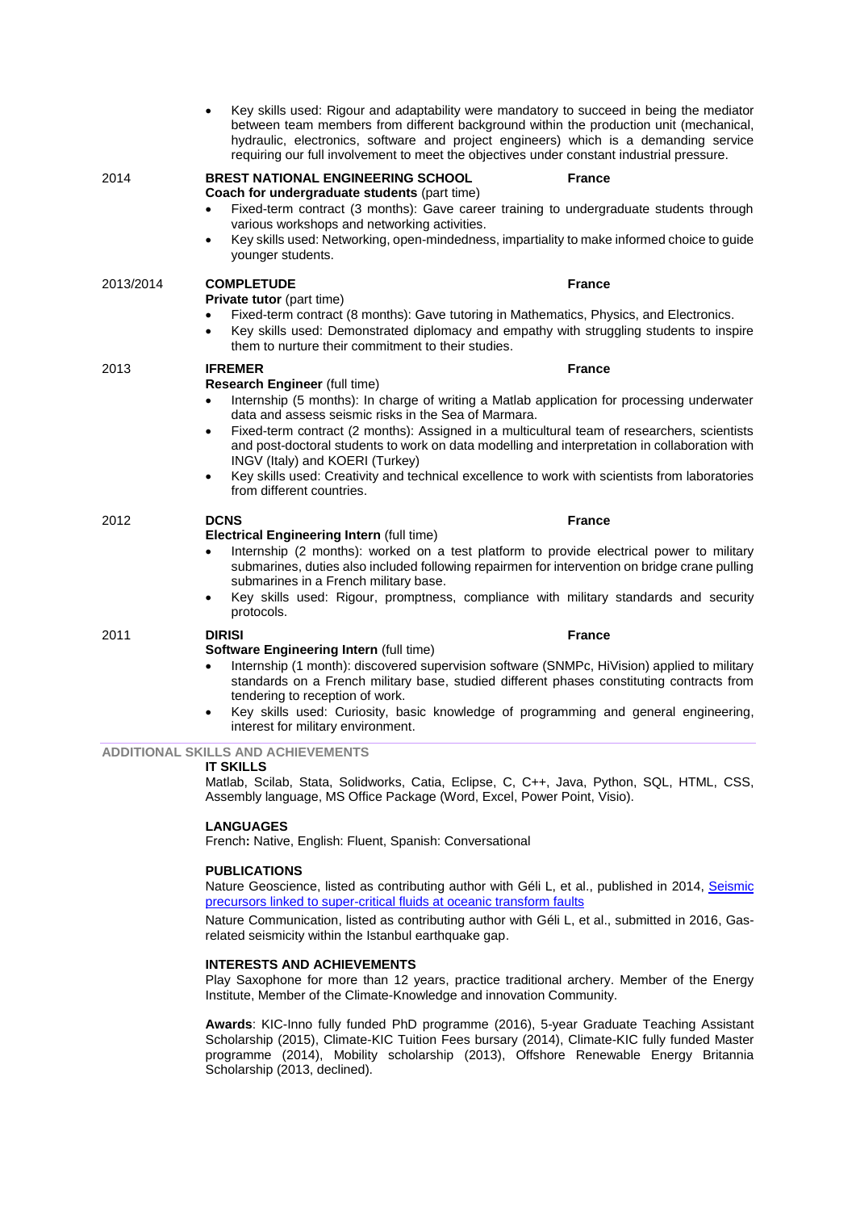- Key skills used: Rigour and adaptability were mandatory to succeed in being the mediator between team members from different background within the production unit (mechanical, hydraulic, electronics, software and project engineers) which is a demanding service requiring our full involvement to meet the objectives under constant industrial pressure.

2014 **BREST NATIONAL ENGINEERING SCHOOL** **France**
**Coach for undergraduate students** (part time)

- Fixed-term contract (3 months): Gave career training to undergraduate students through various workshops and networking activities.
- Key skills used: Networking, open-mindedness, impartiality to make informed choice to guide younger students.

2013/2014 **COMPLETUDE** **France**
**Private tutor** (part time)

- Fixed-term contract (8 months): Gave tutoring in Mathematics, Physics, and Electronics.
- Key skills used: Demonstrated diplomacy and empathy with struggling students to inspire them to nurture their commitment to their studies.

2013 **IFREMER** **France**
**Research Engineer** (full time)

- Internship (5 months): In charge of writing a Matlab application for processing underwater data and assess seismic risks in the Sea of Marmara.
- Fixed-term contract (2 months): Assigned in a multicultural team of researchers, scientists and post-doctoral students to work on data modelling and interpretation in collaboration with INGV (Italy) and KOERI (Turkey)
- Key skills used: Creativity and technical excellence to work with scientists from laboratories from different countries.

2012 **DCNS** **France**
**Electrical Engineering Intern** (full time)

- Internship (2 months): worked on a test platform to provide electrical power to military submarines, duties also included following repairmen for intervention on bridge crane pulling submarines in a French military base.
- Key skills used: Rigour, promptness, compliance with military standards and security protocols.

2011 **DIRISI** **France**
**Software Engineering Intern** (full time)

- Internship (1 month): discovered supervision software (SNMPc, HiVision) applied to military standards on a French military base, studied different phases constituting contracts from tendering to reception of work.
- Key skills used: Curiosity, basic knowledge of programming and general engineering, interest for military environment.

## ADDITIONAL SKILLS AND ACHIEVEMENTS

**IT SKILLS**
Matlab, Scilab, Stata, Solidworks, Catia, Eclipse, C, C++, Java, Python, SQL, HTML, CSS, Assembly language, MS Office Package (Word, Excel, Power Point, Visio).

**LANGUAGES**
French**:** Native, English: Fluent, Spanish: Conversational

**PUBLICATIONS**
Nature Geoscience, listed as contributing author with Géli L, et al., published in 2014, Seismic precursors linked to super-critical fluids at oceanic transform faults

Nature Communication, listed as contributing author with Géli L, et al., submitted in 2016, Gas-related seismicity within the Istanbul earthquake gap.

**INTERESTS AND ACHIEVEMENTS**
Play Saxophone for more than 12 years, practice traditional archery. Member of the Energy Institute, Member of the Climate-Knowledge and innovation Community.

**Awards**: KIC-Inno fully funded PhD programme (2016), 5-year Graduate Teaching Assistant Scholarship (2015), Climate-KIC Tuition Fees bursary (2014), Climate-KIC fully funded Master programme (2014), Mobility scholarship (2013), Offshore Renewable Energy Britannia Scholarship (2013, declined).